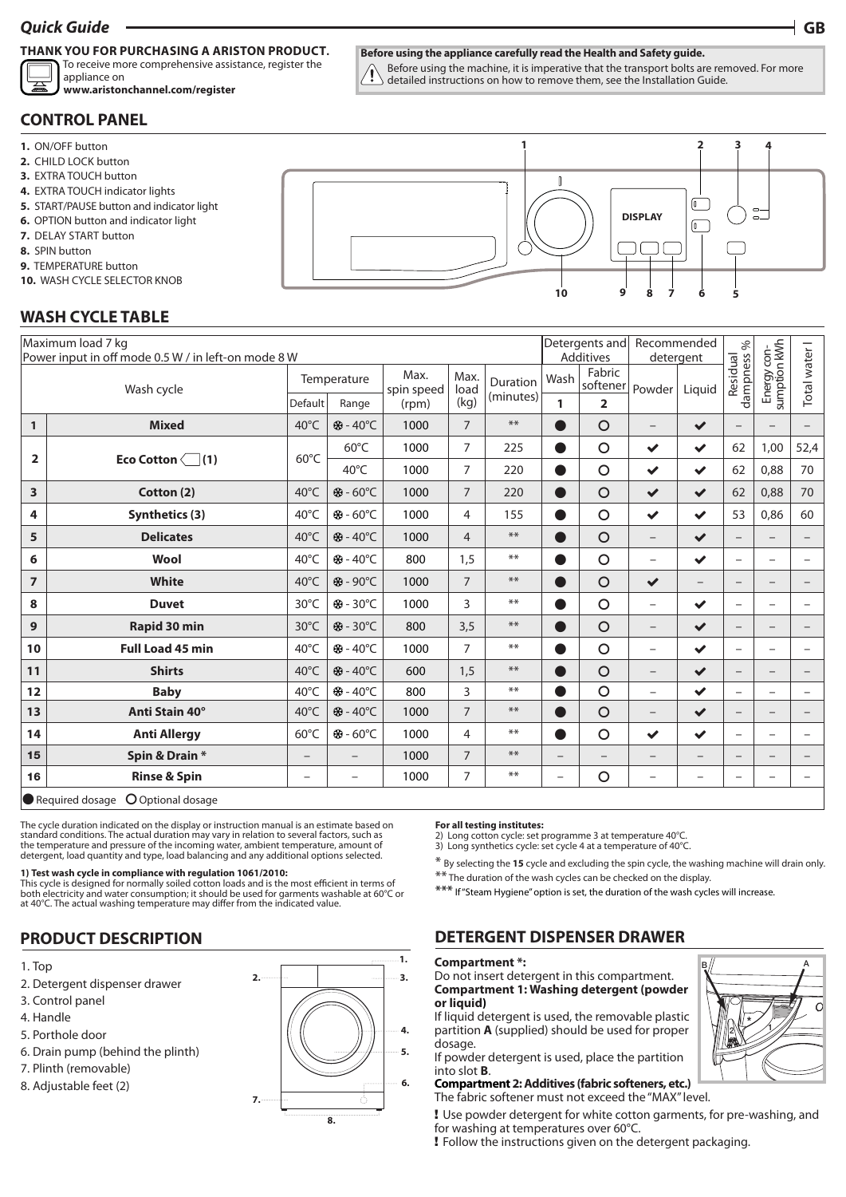# Quick Guide

GB

**THANK YOU FOR PURCHASING A ARISTON PRODUCT.**
To receive more comprehensive assistance, register the appliance on
**www.aristonchannel.com/register**

**Before using the appliance carefully read the Health and Safety guide.**
Before using the machine, it is imperative that the transport bolts are removed. For more detailed instructions on how to remove them, see the Installation Guide.

## CONTROL PANEL

1. ON/OFF button
2. CHILD LOCK button
3. EXTRA TOUCH button
4. EXTRA TOUCH indicator lights
5. START/PAUSE button and indicator light
6. OPTION button and indicator light
7. DELAY START button
8. SPIN button
9. TEMPERATURE button
10. WASH CYCLE SELECTOR KNOB

DISPLAY

## WASH CYCLE TABLE

| Maximum load 7 kg<br>Power input in off mode 0.5 W / in left-on mode 8 W | | | | | | | | Detergents and Additives | | Recommended detergent | | Residual dampness % | Energy consumption kWh | Total water l |
|---|---|---|---|---|---|---|---|---|---|---|---|---|---|---|
| | Wash cycle | Temperature | | Max. spin speed (rpm) | Max. load (kg) | Duration (minutes) | | Wash | Fabric softener | Powder | Liquid | | | |
| | | Default | Range | | | | | 1 | 2 | | | | | |
| 1 | **Mixed** | 40°C | ❄ - 40°C | 1000 | 7 | ** | | ● | O | – | ✔ | – | – | – |
| 2 | **Eco Cotton (1)** | 60°C | 60°C | 1000 | 7 | 225 | | ● | O | ✔ | ✔ | 62 | 1,00 | 52,4 |
| | | | 40°C | 1000 | 7 | 220 | | ● | O | ✔ | ✔ | 62 | 0,88 | 70 |
| 3 | **Cotton (2)** | 40°C | ❄ - 60°C | 1000 | 7 | 220 | | ● | O | ✔ | ✔ | 62 | 0,88 | 70 |
| 4 | **Synthetics (3)** | 40°C | ❄ - 60°C | 1000 | 4 | 155 | | ● | O | ✔ | ✔ | 53 | 0,86 | 60 |
| 5 | **Delicates** | 40°C | ❄ - 40°C | 1000 | 4 | ** | | ● | O | – | ✔ | – | – | – |
| 6 | **Wool** | 40°C | ❄ - 40°C | 800 | 1,5 | ** | | ● | O | – | ✔ | – | – | – |
| 7 | **White** | 40°C | ❄ - 90°C | 1000 | 7 | ** | | ● | O | ✔ | – | – | – | – |
| 8 | **Duvet** | 30°C | ❄ - 30°C | 1000 | 3 | ** | | ● | O | – | ✔ | – | – | – |
| 9 | **Rapid 30 min** | 30°C | ❄ - 30°C | 800 | 3,5 | ** | | ● | O | – | ✔ | – | – | – |
| 10 | **Full Load 45 min** | 40°C | ❄ - 40°C | 1000 | 7 | ** | | ● | O | – | ✔ | – | – | – |
| 11 | **Shirts** | 40°C | ❄ - 40°C | 600 | 1,5 | ** | | ● | O | – | ✔ | – | – | – |
| 12 | **Baby** | 40°C | ❄ - 40°C | 800 | 3 | ** | | ● | O | – | ✔ | – | – | – |
| 13 | **Anti Stain 40°** | 40°C | ❄ - 40°C | 1000 | 7 | ** | | ● | O | – | ✔ | – | – | – |
| 14 | **Anti Allergy** | 60°C | ❄ - 60°C | 1000 | 4 | ** | | ● | O | ✔ | ✔ | – | – | – |
| 15 | **Spin & Drain *** | – | – | 1000 | 7 | ** | | – | – | – | – | – | – | – |
| 16 | **Rinse & Spin** | – | – | 1000 | 7 | ** | | – | O | – | – | – | – | – |

● Required dosage O Optional dosage

The cycle duration indicated on the display or instruction manual is an estimate based on standard conditions. The actual duration may vary in relation to several factors, such as the temperature and pressure of the incoming water, ambient temperature, amount of detergent, load quantity and type, load balancing and any additional options selected.

**1) Test wash cycle in compliance with regulation 1061/2010:**
This cycle is designed for normally soiled cotton loads and is the most efficient in terms of both electricity and water consumption; it should be used for garments washable at 60°C or at 40°C. The actual washing temperature may differ from the indicated value.

**For all testing institutes:**
2) Long cotton cycle: set programme 3 at temperature 40°C.
3) Long synthetics cycle: set cycle 4 at a temperature of 40°C.

\* By selecting the **15** cycle and excluding the spin cycle, the washing machine will drain only.
** The duration of the wash cycles can be checked on the display.
*** If "Steam Hygiene" option is set, the duration of the wash cycles will increase.

## PRODUCT DESCRIPTION

1. Top
2. Detergent dispenser drawer
3. Control panel
4. Handle
5. Porthole door
6. Drain pump (behind the plinth)
7. Plinth (removable)
8. Adjustable feet (2)

## DETERGENT DISPENSER DRAWER

**Compartment *:**
Do not insert detergent in this compartment.
**Compartment 1: Washing detergent (powder or liquid)**
If liquid detergent is used, the removable plastic partition **A** (supplied) should be used for proper dosage.
If powder detergent is used, place the partition into slot **B**.
**Compartment 2: Additives (fabric softeners, etc.)**
The fabric softener must not exceed the "MAX" level.

**!** Use powder detergent for white cotton garments, for pre-washing, and for washing at temperatures over 60°C.
**!** Follow the instructions given on the detergent packaging.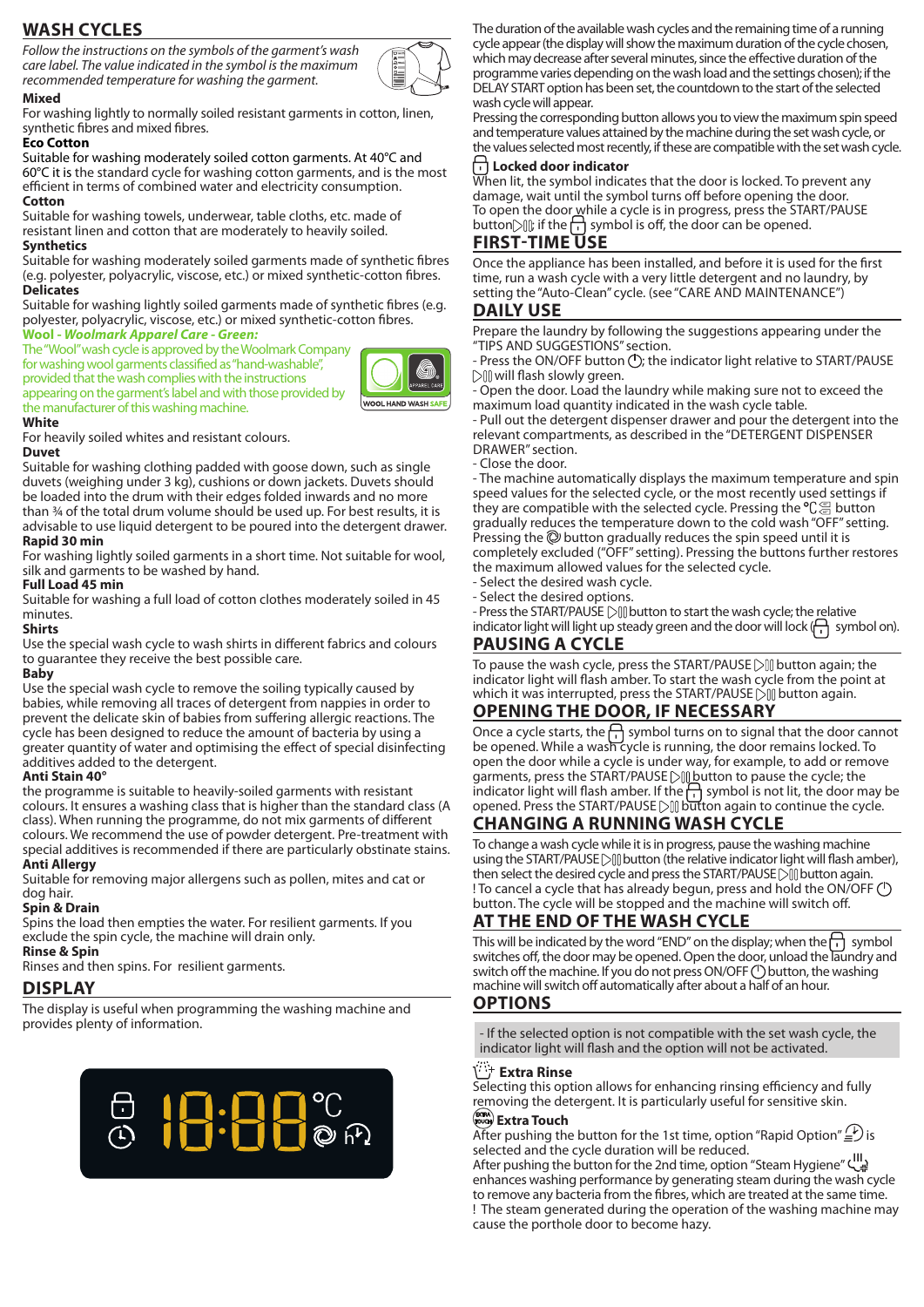## WASH CYCLES

*Follow the instructions on the symbols of the garment's wash care label. The value indicated in the symbol is the maximum recommended temperature for washing the garment.*

**Mixed**
For washing lightly to normally soiled resistant garments in cotton, linen, synthetic fibres and mixed fibres.

**Eco Cotton**
Suitable for washing moderately soiled cotton garments. At 40°C and 60°C it is the standard cycle for washing cotton garments, and is the most efficient in terms of combined water and electricity consumption.

**Cotton**
Suitable for washing towels, underwear, table cloths, etc. made of resistant linen and cotton that are moderately to heavily soiled.

**Synthetics**
Suitable for washing moderately soiled garments made of synthetic fibres (e.g. polyester, polyacrylic, viscose, etc.) or mixed synthetic-cotton fibres.

**Delicates**
Suitable for washing lightly soiled garments made of synthetic fibres (e.g. polyester, polyacrylic, viscose, etc.) or mixed synthetic-cotton fibres.

***Wool - Woolmark Apparel Care - Green:***
The "Wool" wash cycle is approved by the Woolmark Company for washing wool garments classified as "hand-washable", provided that the wash complies with the instructions appearing on the garment's label and with those provided by the manufacturer of this washing machine.

WOOL HAND WASH SAFE

**White**
For heavily soiled whites and resistant colours.

**Duvet**
Suitable for washing clothing padded with goose down, such as single duvets (weighing under 3 kg), cushions or down jackets. Duvets should be loaded into the drum with their edges folded inwards and no more than ¾ of the total drum volume should be used up. For best results, it is advisable to use liquid detergent to be poured into the detergent drawer.

**Rapid 30 min**
For washing lightly soiled garments in a short time. Not suitable for wool, silk and garments to be washed by hand.

**Full Load 45 min**
Suitable for washing a full load of cotton clothes moderately soiled in 45 minutes.

**Shirts**
Use the special wash cycle to wash shirts in different fabrics and colours to guarantee they receive the best possible care.

**Baby**
Use the special wash cycle to remove the soiling typically caused by babies, while removing all traces of detergent from nappies in order to prevent the delicate skin of babies from suffering allergic reactions. The cycle has been designed to reduce the amount of bacteria by using a greater quantity of water and optimising the effect of special disinfecting additives added to the detergent.

**Anti Stain 40°**
the programme is suitable to heavily-soiled garments with resistant colours. It ensures a washing class that is higher than the standard class (A class). When running the programme, do not mix garments of different colours. We recommend the use of powder detergent. Pre-treatment with special additives is recommended if there are particularly obstinate stains.

**Anti Allergy**
Suitable for removing major allergens such as pollen, mites and cat or dog hair.

**Spin & Drain**
Spins the load then empties the water. For resilient garments. If you exclude the spin cycle, the machine will drain only.

**Rinse & Spin**
Rinses and then spins. For resilient garments.

## DISPLAY

The display is useful when programming the washing machine and provides plenty of information.

The duration of the available wash cycles and the remaining time of a running cycle appear (the display will show the maximum duration of the cycle chosen, which may decrease after several minutes, since the effective duration of the programme varies depending on the wash load and the settings chosen); if the DELAY START option has been set, the countdown to the start of the selected wash cycle will appear.

Pressing the corresponding button allows you to view the maximum spin speed and temperature values attained by the machine during the set wash cycle, or the values selected most recently, if these are compatible with the set wash cycle.

**Locked door indicator**
When lit, the symbol indicates that the door is locked. To prevent any damage, wait until the symbol turns off before opening the door.
To open the door while a cycle is in progress, press the START/PAUSE button; if the symbol is off, the door can be opened.

## FIRST-TIME USE

Once the appliance has been installed, and before it is used for the first time, run a wash cycle with a very little detergent and no laundry, by setting the "Auto-Clean" cycle. (see "CARE AND MAINTENANCE")

## DAILY USE

Prepare the laundry by following the suggestions appearing under the "TIPS AND SUGGESTIONS" section.
- Press the ON/OFF button; the indicator light relative to START/PAUSE will flash slowly green.
- Open the door. Load the laundry while making sure not to exceed the maximum load quantity indicated in the wash cycle table.
- Pull out the detergent dispenser drawer and pour the detergent into the relevant compartments, as described in the "DETERGENT DISPENSER DRAWER" section.
- Close the door.
- The machine automatically displays the maximum temperature and spin speed values for the selected cycle, or the most recently used settings if they are compatible with the selected cycle. Pressing the °C button gradually reduces the temperature down to the cold wash "OFF" setting. Pressing the button gradually reduces the spin speed until it is completely excluded ("OFF" setting). Pressing the buttons further restores the maximum allowed values for the selected cycle.
- Select the desired wash cycle.
- Select the desired options.
- Press the START/PAUSE button to start the wash cycle; the relative indicator light will light up steady green and the door will lock ( symbol on).

## PAUSING A CYCLE

To pause the wash cycle, press the START/PAUSE button again; the indicator light will flash amber. To start the wash cycle from the point at which it was interrupted, press the START/PAUSE button again.

## OPENING THE DOOR, IF NECESSARY

Once a cycle starts, the symbol turns on to signal that the door cannot be opened. While a wash cycle is running, the door remains locked. To open the door while a cycle is under way, for example, to add or remove garments, press the START/PAUSE button to pause the cycle; the indicator light will flash amber. If the symbol is not lit, the door may be opened. Press the START/PAUSE button again to continue the cycle.

## CHANGING A RUNNING WASH CYCLE

To change a wash cycle while it is in progress, pause the washing machine using the START/PAUSE button (the relative indicator light will flash amber), then select the desired cycle and press the START/PAUSE button again.
! To cancel a cycle that has already begun, press and hold the ON/OFF button. The cycle will be stopped and the machine will switch off.

## AT THE END OF THE WASH CYCLE

This will be indicated by the word "END" on the display; when the symbol switches off, the door may be opened. Open the door, unload the laundry and switch off the machine. If you do not press ON/OFF button, the washing machine will switch off automatically after about a half of an hour.

## OPTIONS

- If the selected option is not compatible with the set wash cycle, the indicator light will flash and the option will not be activated.

**Extra Rinse**
Selecting this option allows for enhancing rinsing efficiency and fully removing the detergent. It is particularly useful for sensitive skin.

**Extra Touch**
After pushing the button for the 1st time, option "Rapid Option" is selected and the cycle duration will be reduced.
After pushing the button for the 2nd time, option "Steam Hygiene" enhances washing performance by generating steam during the wash cycle to remove any bacteria from the fibres, which are treated at the same time.
! The steam generated during the operation of the washing machine may cause the porthole door to become hazy.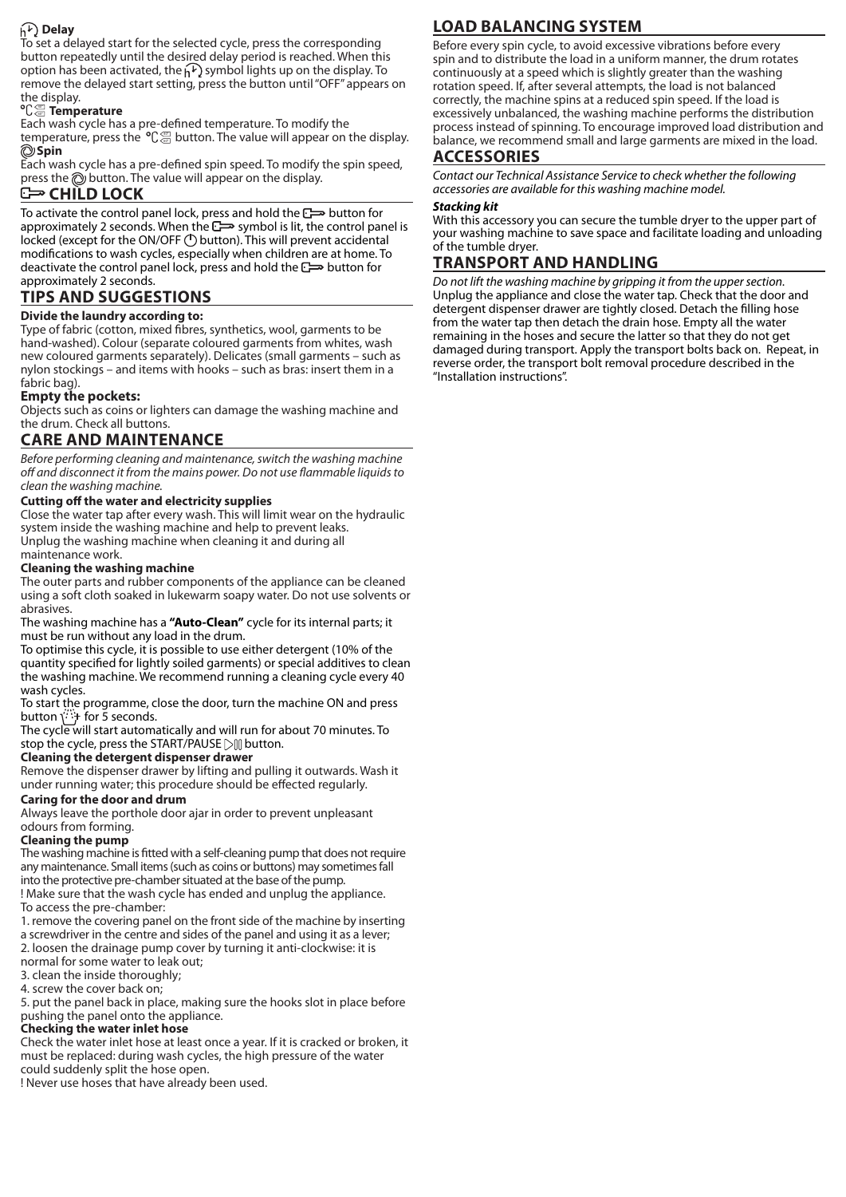### Delay

To set a delayed start for the selected cycle, press the corresponding button repeatedly until the desired delay period is reached. When this option has been activated, the symbol lights up on the display. To remove the delayed start setting, press the button until "OFF" appears on the display.

### Temperature

Each wash cycle has a pre-defined temperature. To modify the temperature, press the button. The value will appear on the display.

### Spin

Each wash cycle has a pre-defined spin speed. To modify the spin speed, press the button. The value will appear on the display.

## CHILD LOCK

To activate the control panel lock, press and hold the button for approximately 2 seconds. When the symbol is lit, the control panel is locked (except for the ON/OFF button). This will prevent accidental modifications to wash cycles, especially when children are at home. To deactivate the control panel lock, press and hold the button for approximately 2 seconds.

## TIPS AND SUGGESTIONS

**Divide the laundry according to:**

Type of fabric (cotton, mixed fibres, synthetics, wool, garments to be hand-washed). Colour (separate coloured garments from whites, wash new coloured garments separately). Delicates (small garments – such as nylon stockings – and items with hooks – such as bras: insert them in a fabric bag).

**Empty the pockets:**

Objects such as coins or lighters can damage the washing machine and the drum. Check all buttons.

## CARE AND MAINTENANCE

*Before performing cleaning and maintenance, switch the washing machine off and disconnect it from the mains power. Do not use flammable liquids to clean the washing machine.*

**Cutting off the water and electricity supplies**

Close the water tap after every wash. This will limit wear on the hydraulic system inside the washing machine and help to prevent leaks.
Unplug the washing machine when cleaning it and during all maintenance work.

**Cleaning the washing machine**

The outer parts and rubber components of the appliance can be cleaned using a soft cloth soaked in lukewarm soapy water. Do not use solvents or abrasives.

The washing machine has a **"Auto-Clean"** cycle for its internal parts; it must be run without any load in the drum.

To optimise this cycle, it is possible to use either detergent (10% of the quantity specified for lightly soiled garments) or special additives to clean the washing machine. We recommend running a cleaning cycle every 40 wash cycles.

To start the programme, close the door, turn the machine ON and press button for 5 seconds.

The cycle will start automatically and will run for about 70 minutes. To stop the cycle, press the START/PAUSE button.

**Cleaning the detergent dispenser drawer**

Remove the dispenser drawer by lifting and pulling it outwards. Wash it under running water; this procedure should be effected regularly.

**Caring for the door and drum**

Always leave the porthole door ajar in order to prevent unpleasant odours from forming.

**Cleaning the pump**

The washing machine is fitted with a self-cleaning pump that does not require any maintenance. Small items (such as coins or buttons) may sometimes fall into the protective pre-chamber situated at the base of the pump.

! Make sure that the wash cycle has ended and unplug the appliance.

To access the pre-chamber:

1. remove the covering panel on the front side of the machine by inserting a screwdriver in the centre and sides of the panel and using it as a lever;
2. loosen the drainage pump cover by turning it anti-clockwise: it is normal for some water to leak out;
3. clean the inside thoroughly;
4. screw the cover back on;
5. put the panel back in place, making sure the hooks slot in place before pushing the panel onto the appliance.

**Checking the water inlet hose**

Check the water inlet hose at least once a year. If it is cracked or broken, it must be replaced: during wash cycles, the high pressure of the water could suddenly split the hose open.

! Never use hoses that have already been used.

## LOAD BALANCING SYSTEM

Before every spin cycle, to avoid excessive vibrations before every spin and to distribute the load in a uniform manner, the drum rotates continuously at a speed which is slightly greater than the washing rotation speed. If, after several attempts, the load is not balanced correctly, the machine spins at a reduced spin speed. If the load is excessively unbalanced, the washing machine performs the distribution process instead of spinning. To encourage improved load distribution and balance, we recommend small and large garments are mixed in the load.

## ACCESSORIES

*Contact our Technical Assistance Service to check whether the following accessories are available for this washing machine model.*

***Stacking kit***

With this accessory you can secure the tumble dryer to the upper part of your washing machine to save space and facilitate loading and unloading of the tumble dryer.

## TRANSPORT AND HANDLING

*Do not lift the washing machine by gripping it from the upper section.*
Unplug the appliance and close the water tap. Check that the door and detergent dispenser drawer are tightly closed. Detach the filling hose from the water tap then detach the drain hose. Empty all the water remaining in the hoses and secure the latter so that they do not get damaged during transport. Apply the transport bolts back on. Repeat, in reverse order, the transport bolt removal procedure described in the "Installation instructions".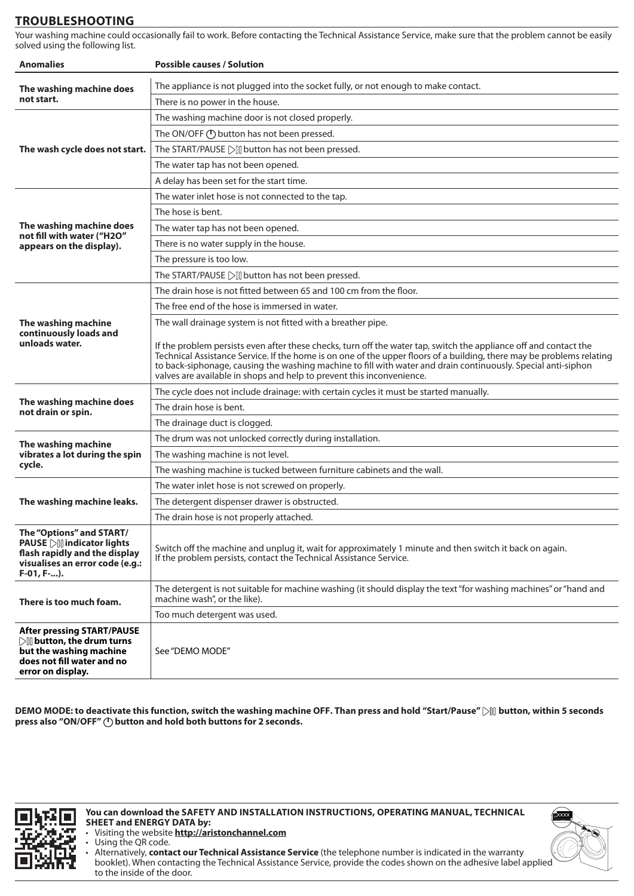## TROUBLESHOOTING

Your washing machine could occasionally fail to work. Before contacting the Technical Assistance Service, make sure that the problem cannot be easily solved using the following list.

| Anomalies | Possible causes / Solution |
| --- | --- |
| **The washing machine does not start.** | The appliance is not plugged into the socket fully, or not enough to make contact. |
| | There is no power in the house. |
| **The wash cycle does not start.** | The washing machine door is not closed properly. |
| | The ON/OFF ⏻ button has not been pressed. |
| | The START/PAUSE ▷⏸ button has not been pressed. |
| | The water tap has not been opened. |
| | A delay has been set for the start time. |
| **The washing machine does not fill with water ("H2O" appears on the display).** | The water inlet hose is not connected to the tap. |
| | The hose is bent. |
| | The water tap has not been opened. |
| | There is no water supply in the house. |
| | The pressure is too low. |
| | The START/PAUSE ▷⏸ button has not been pressed. |
| **The washing machine continuously loads and unloads water.** | The drain hose is not fitted between 65 and 100 cm from the floor. |
| | The free end of the hose is immersed in water. |
| | The wall drainage system is not fitted with a breather pipe.<br><br>If the problem persists even after these checks, turn off the water tap, switch the appliance off and contact the Technical Assistance Service. If the home is on one of the upper floors of a building, there may be problems relating to back-siphonage, causing the washing machine to fill with water and drain continuously. Special anti-siphon valves are available in shops and help to prevent this inconvenience. |
| **The washing machine does not drain or spin.** | The cycle does not include drainage: with certain cycles it must be started manually. |
| | The drain hose is bent. |
| | The drainage duct is clogged. |
| **The washing machine vibrates a lot during the spin cycle.** | The drum was not unlocked correctly during installation. |
| | The washing machine is not level. |
| | The washing machine is tucked between furniture cabinets and the wall. |
| **The washing machine leaks.** | The water inlet hose is not screwed on properly. |
| | The detergent dispenser drawer is obstructed. |
| | The drain hose is not properly attached. |
| **The "Options" and START/PAUSE ▷⏸ indicator lights flash rapidly and the display visualises an error code (e.g.: F-01, F-...).** | Switch off the machine and unplug it, wait for approximately 1 minute and then switch it back on again. If the problem persists, contact the Technical Assistance Service. |
| **There is too much foam.** | The detergent is not suitable for machine washing (it should display the text "for washing machines" or "hand and machine wash", or the like). |
| | Too much detergent was used. |
| **After pressing START/PAUSE ▷⏸ button, the drum turns but the washing machine does not fill water and no error on display.** | See "DEMO MODE" |

**DEMO MODE: to deactivate this function, switch the washing machine OFF. Than press and hold "Start/Pause" ▷⏸ button, within 5 seconds press also "ON/OFF" ⏻ button and hold both buttons for 2 seconds.**

**You can download the SAFETY AND INSTALLATION INSTRUCTIONS, OPERATING MANUAL, TECHNICAL SHEET and ENERGY DATA by:**

- Visiting the website **http://aristonchannel.com**
- Using the QR code.
- Alternatively, **contact our Technical Assistance Service** (the telephone number is indicated in the warranty booklet). When contacting the Technical Assistance Service, provide the codes shown on the adhesive label applied to the inside of the door.